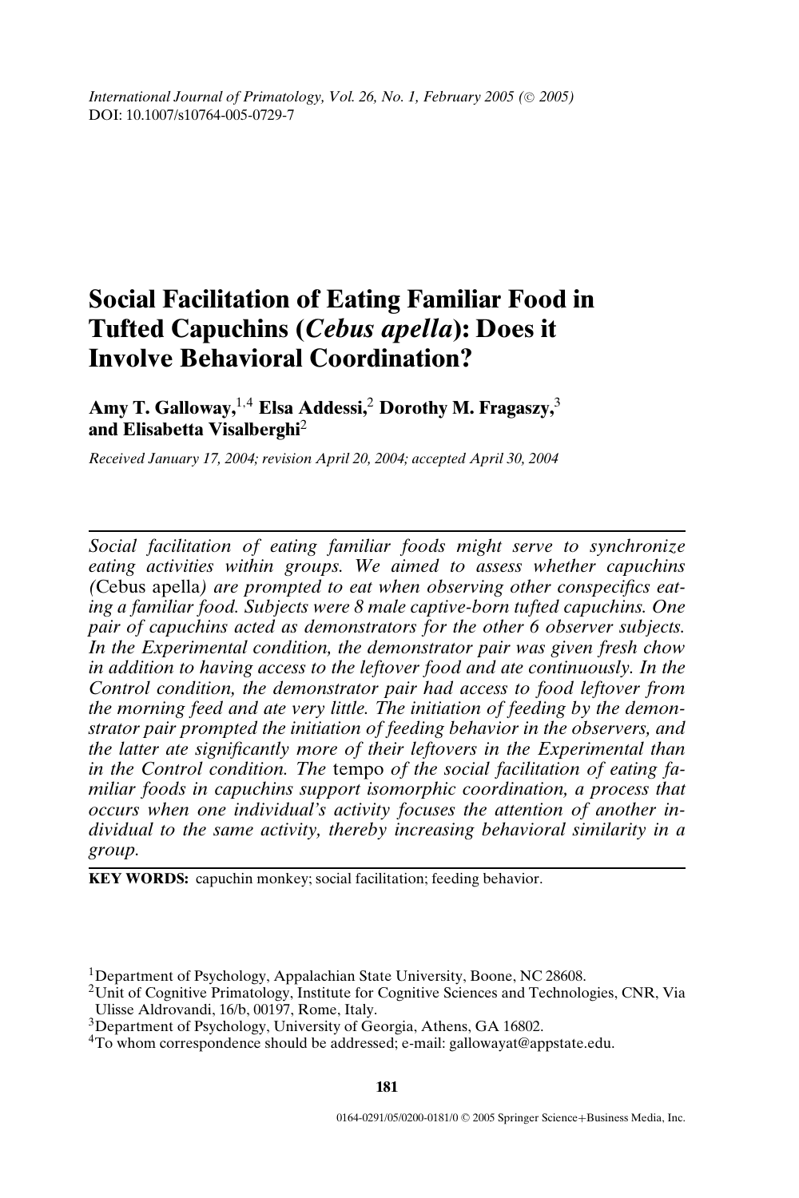International Journal of Primatology, Vol. 26, No. 1, February 2005 (© 2005)
DOI: 10.1007/s10764-005-0729-7

# Social Facilitation of Eating Familiar Food in Tufted Capuchins (*Cebus apella*): Does it Involve Behavioral Coordination?

**Amy T. Galloway,**[1,4] **Elsa Addessi,**[2] **Dorothy M. Fragaszy,**[3] **and Elisabetta Visalberghi**[2]

*Received January 17, 2004; revision April 20, 2004; accepted April 30, 2004*

---

*Social facilitation of eating familiar foods might serve to synchronize eating activities within groups. We aimed to assess whether capuchins (*Cebus apella*) are prompted to eat when observing other conspecifics eating a familiar food. Subjects were 8 male captive-born tufted capuchins. One pair of capuchins acted as demonstrators for the other 6 observer subjects. In the Experimental condition, the demonstrator pair was given fresh chow in addition to having access to the leftover food and ate continuously. In the Control condition, the demonstrator pair had access to food leftover from the morning feed and ate very little. The initiation of feeding by the demonstrator pair prompted the initiation of feeding behavior in the observers, and the latter ate significantly more of their leftovers in the Experimental than in the Control condition. The* tempo *of the social facilitation of eating familiar foods in capuchins support isomorphic coordination, a process that occurs when one individual's activity focuses the attention of another individual to the same activity, thereby increasing behavioral similarity in a group.*

---

**KEY WORDS:** capuchin monkey; social facilitation; feeding behavior.

[1]Department of Psychology, Appalachian State University, Boone, NC 28608.
[2]Unit of Cognitive Primatology, Institute for Cognitive Sciences and Technologies, CNR, Via Ulisse Aldrovandi, 16/b, 00197, Rome, Italy.
[3]Department of Psychology, University of Georgia, Athens, GA 16802.
[4]To whom correspondence should be addressed; e-mail: gallowayat@appstate.edu.

0164-0291/05/0200-0181/0 © 2005 Springer Science+Business Media, Inc.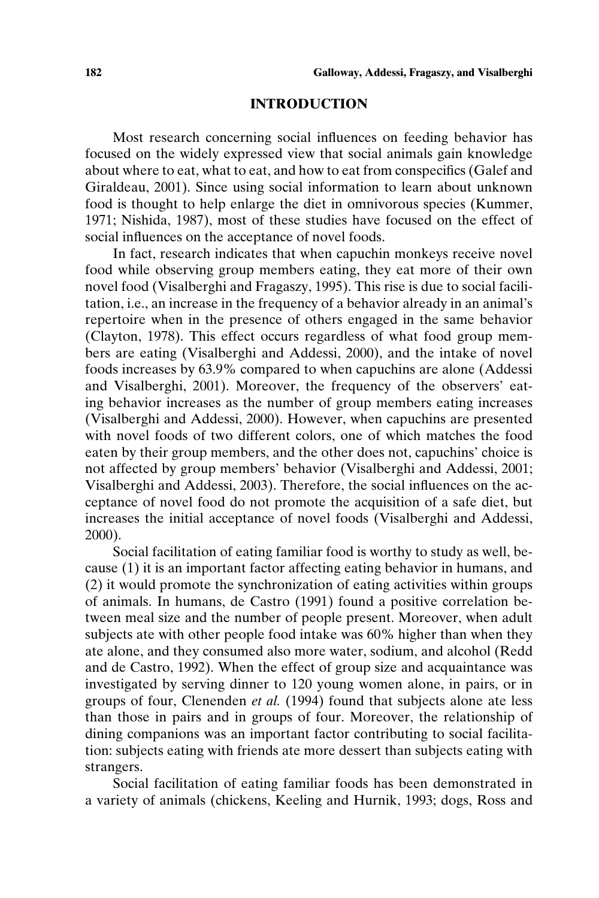## INTRODUCTION

Most research concerning social influences on feeding behavior has focused on the widely expressed view that social animals gain knowledge about where to eat, what to eat, and how to eat from conspecifics (Galef and Giraldeau, 2001). Since using social information to learn about unknown food is thought to help enlarge the diet in omnivorous species (Kummer, 1971; Nishida, 1987), most of these studies have focused on the effect of social influences on the acceptance of novel foods.

In fact, research indicates that when capuchin monkeys receive novel food while observing group members eating, they eat more of their own novel food (Visalberghi and Fragaszy, 1995). This rise is due to social facilitation, i.e., an increase in the frequency of a behavior already in an animal's repertoire when in the presence of others engaged in the same behavior (Clayton, 1978). This effect occurs regardless of what food group members are eating (Visalberghi and Addessi, 2000), and the intake of novel foods increases by 63.9% compared to when capuchins are alone (Addessi and Visalberghi, 2001). Moreover, the frequency of the observers' eating behavior increases as the number of group members eating increases (Visalberghi and Addessi, 2000). However, when capuchins are presented with novel foods of two different colors, one of which matches the food eaten by their group members, and the other does not, capuchins' choice is not affected by group members' behavior (Visalberghi and Addessi, 2001; Visalberghi and Addessi, 2003). Therefore, the social influences on the acceptance of novel food do not promote the acquisition of a safe diet, but increases the initial acceptance of novel foods (Visalberghi and Addessi, 2000).

Social facilitation of eating familiar food is worthy to study as well, because (1) it is an important factor affecting eating behavior in humans, and (2) it would promote the synchronization of eating activities within groups of animals. In humans, de Castro (1991) found a positive correlation between meal size and the number of people present. Moreover, when adult subjects ate with other people food intake was 60% higher than when they ate alone, and they consumed also more water, sodium, and alcohol (Redd and de Castro, 1992). When the effect of group size and acquaintance was investigated by serving dinner to 120 young women alone, in pairs, or in groups of four, Clenenden *et al.* (1994) found that subjects alone ate less than those in pairs and in groups of four. Moreover, the relationship of dining companions was an important factor contributing to social facilitation: subjects eating with friends ate more dessert than subjects eating with strangers.

Social facilitation of eating familiar foods has been demonstrated in a variety of animals (chickens, Keeling and Hurnik, 1993; dogs, Ross and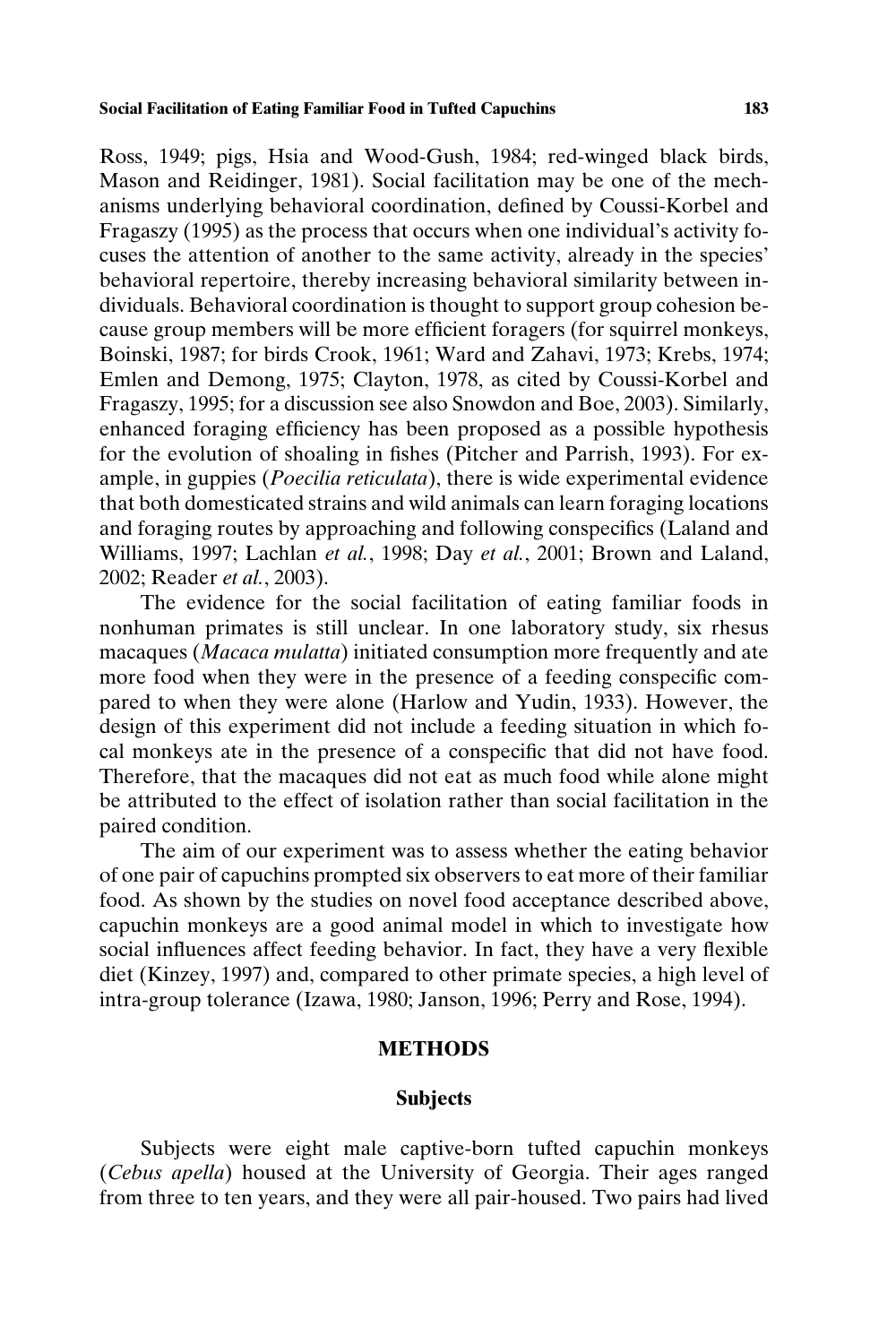Ross, 1949; pigs, Hsia and Wood-Gush, 1984; red-winged black birds, Mason and Reidinger, 1981). Social facilitation may be one of the mechanisms underlying behavioral coordination, defined by Coussi-Korbel and Fragaszy (1995) as the process that occurs when one individual's activity focuses the attention of another to the same activity, already in the species' behavioral repertoire, thereby increasing behavioral similarity between individuals. Behavioral coordination is thought to support group cohesion because group members will be more efficient foragers (for squirrel monkeys, Boinski, 1987; for birds Crook, 1961; Ward and Zahavi, 1973; Krebs, 1974; Emlen and Demong, 1975; Clayton, 1978, as cited by Coussi-Korbel and Fragaszy, 1995; for a discussion see also Snowdon and Boe, 2003). Similarly, enhanced foraging efficiency has been proposed as a possible hypothesis for the evolution of shoaling in fishes (Pitcher and Parrish, 1993). For example, in guppies (*Poecilia reticulata*), there is wide experimental evidence that both domesticated strains and wild animals can learn foraging locations and foraging routes by approaching and following conspecifics (Laland and Williams, 1997; Lachlan *et al.*, 1998; Day *et al.*, 2001; Brown and Laland, 2002; Reader *et al.*, 2003).

The evidence for the social facilitation of eating familiar foods in nonhuman primates is still unclear. In one laboratory study, six rhesus macaques (*Macaca mulatta*) initiated consumption more frequently and ate more food when they were in the presence of a feeding conspecific compared to when they were alone (Harlow and Yudin, 1933). However, the design of this experiment did not include a feeding situation in which focal monkeys ate in the presence of a conspecific that did not have food. Therefore, that the macaques did not eat as much food while alone might be attributed to the effect of isolation rather than social facilitation in the paired condition.

The aim of our experiment was to assess whether the eating behavior of one pair of capuchins prompted six observers to eat more of their familiar food. As shown by the studies on novel food acceptance described above, capuchin monkeys are a good animal model in which to investigate how social influences affect feeding behavior. In fact, they have a very flexible diet (Kinzey, 1997) and, compared to other primate species, a high level of intra-group tolerance (Izawa, 1980; Janson, 1996; Perry and Rose, 1994).

## METHODS

### Subjects

Subjects were eight male captive-born tufted capuchin monkeys (*Cebus apella*) housed at the University of Georgia. Their ages ranged from three to ten years, and they were all pair-housed. Two pairs had lived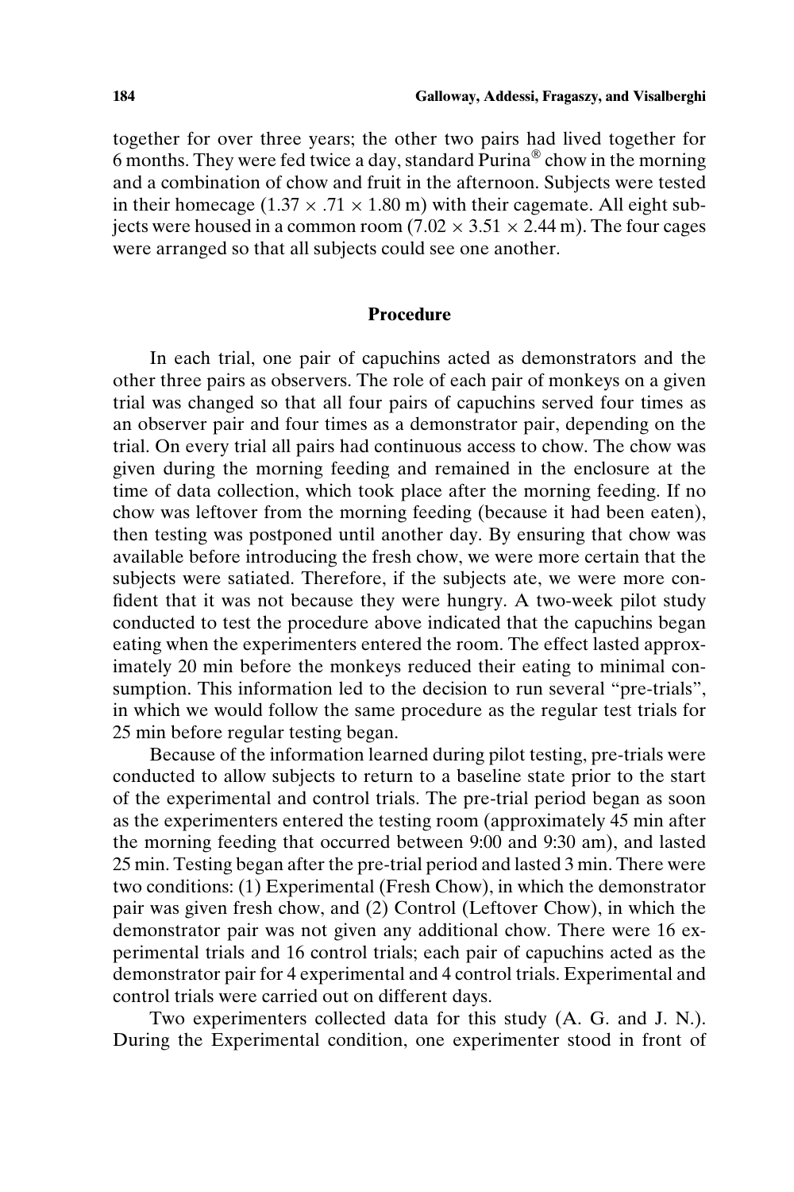together for over three years; the other two pairs had lived together for 6 months. They were fed twice a day, standard Purina® chow in the morning and a combination of chow and fruit in the afternoon. Subjects were tested in their homecage ($1.37 \times .71 \times 1.80$ m) with their cagemate. All eight subjects were housed in a common room ($7.02 \times 3.51 \times 2.44$ m). The four cages were arranged so that all subjects could see one another.

## Procedure

In each trial, one pair of capuchins acted as demonstrators and the other three pairs as observers. The role of each pair of monkeys on a given trial was changed so that all four pairs of capuchins served four times as an observer pair and four times as a demonstrator pair, depending on the trial. On every trial all pairs had continuous access to chow. The chow was given during the morning feeding and remained in the enclosure at the time of data collection, which took place after the morning feeding. If no chow was leftover from the morning feeding (because it had been eaten), then testing was postponed until another day. By ensuring that chow was available before introducing the fresh chow, we were more certain that the subjects were satiated. Therefore, if the subjects ate, we were more confident that it was not because they were hungry. A two-week pilot study conducted to test the procedure above indicated that the capuchins began eating when the experimenters entered the room. The effect lasted approximately 20 min before the monkeys reduced their eating to minimal consumption. This information led to the decision to run several "pre-trials", in which we would follow the same procedure as the regular test trials for 25 min before regular testing began.

Because of the information learned during pilot testing, pre-trials were conducted to allow subjects to return to a baseline state prior to the start of the experimental and control trials. The pre-trial period began as soon as the experimenters entered the testing room (approximately 45 min after the morning feeding that occurred between 9:00 and 9:30 am), and lasted 25 min. Testing began after the pre-trial period and lasted 3 min. There were two conditions: (1) Experimental (Fresh Chow), in which the demonstrator pair was given fresh chow, and (2) Control (Leftover Chow), in which the demonstrator pair was not given any additional chow. There were 16 experimental trials and 16 control trials; each pair of capuchins acted as the demonstrator pair for 4 experimental and 4 control trials. Experimental and control trials were carried out on different days.

Two experimenters collected data for this study (A. G. and J. N.). During the Experimental condition, one experimenter stood in front of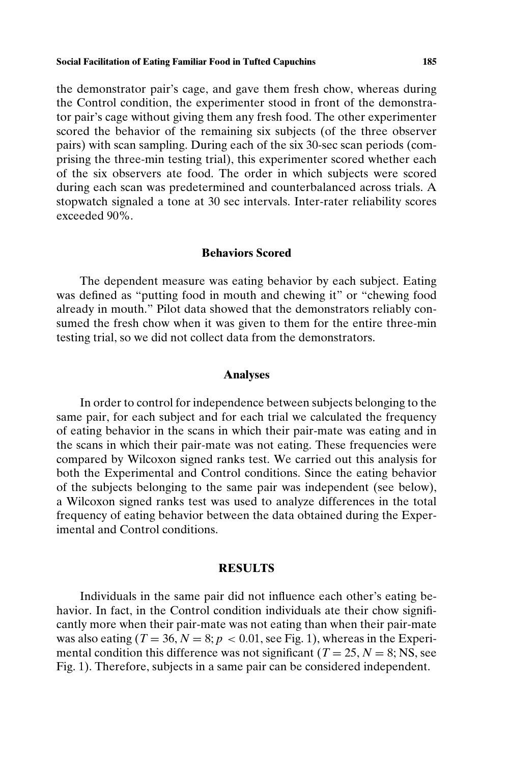the demonstrator pair's cage, and gave them fresh chow, whereas during the Control condition, the experimenter stood in front of the demonstrator pair's cage without giving them any fresh food. The other experimenter scored the behavior of the remaining six subjects (of the three observer pairs) with scan sampling. During each of the six 30-sec scan periods (comprising the three-min testing trial), this experimenter scored whether each of the six observers ate food. The order in which subjects were scored during each scan was predetermined and counterbalanced across trials. A stopwatch signaled a tone at 30 sec intervals. Inter-rater reliability scores exceeded 90%.

### Behaviors Scored

The dependent measure was eating behavior by each subject. Eating was defined as "putting food in mouth and chewing it" or "chewing food already in mouth." Pilot data showed that the demonstrators reliably consumed the fresh chow when it was given to them for the entire three-min testing trial, so we did not collect data from the demonstrators.

### Analyses

In order to control for independence between subjects belonging to the same pair, for each subject and for each trial we calculated the frequency of eating behavior in the scans in which their pair-mate was eating and in the scans in which their pair-mate was not eating. These frequencies were compared by Wilcoxon signed ranks test. We carried out this analysis for both the Experimental and Control conditions. Since the eating behavior of the subjects belonging to the same pair was independent (see below), a Wilcoxon signed ranks test was used to analyze differences in the total frequency of eating behavior between the data obtained during the Experimental and Control conditions.

## RESULTS

Individuals in the same pair did not influence each other's eating behavior. In fact, in the Control condition individuals ate their chow significantly more when their pair-mate was not eating than when their pair-mate was also eating ($T = 36$, $N = 8$; $p < 0.01$, see Fig. 1), whereas in the Experimental condition this difference was not significant ($T = 25$, $N = 8$; NS, see Fig. 1). Therefore, subjects in a same pair can be considered independent.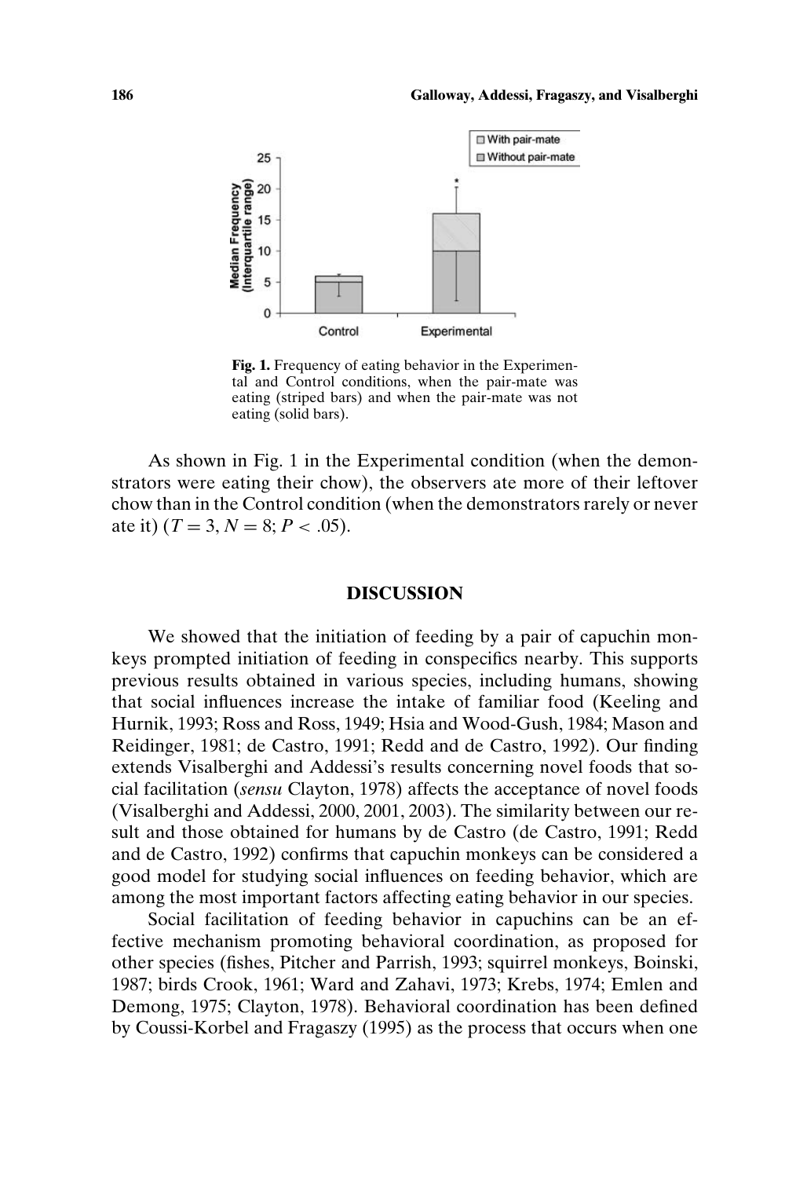**Fig. 1.** Frequency of eating behavior in the Experimental and Control conditions, when the pair-mate was eating (striped bars) and when the pair-mate was not eating (solid bars).

As shown in Fig. 1 in the Experimental condition (when the demonstrators were eating their chow), the observers ate more of their leftover chow than in the Control condition (when the demonstrators rarely or never ate it) ($T = 3, N = 8; P < .05$).

## DISCUSSION

We showed that the initiation of feeding by a pair of capuchin monkeys prompted initiation of feeding in conspecifics nearby. This supports previous results obtained in various species, including humans, showing that social influences increase the intake of familiar food (Keeling and Hurnik, 1993; Ross and Ross, 1949; Hsia and Wood-Gush, 1984; Mason and Reidinger, 1981; de Castro, 1991; Redd and de Castro, 1992). Our finding extends Visalberghi and Addessi's results concerning novel foods that social facilitation (*sensu* Clayton, 1978) affects the acceptance of novel foods (Visalberghi and Addessi, 2000, 2001, 2003). The similarity between our result and those obtained for humans by de Castro (de Castro, 1991; Redd and de Castro, 1992) confirms that capuchin monkeys can be considered a good model for studying social influences on feeding behavior, which are among the most important factors affecting eating behavior in our species.

Social facilitation of feeding behavior in capuchins can be an effective mechanism promoting behavioral coordination, as proposed for other species (fishes, Pitcher and Parrish, 1993; squirrel monkeys, Boinski, 1987; birds Crook, 1961; Ward and Zahavi, 1973; Krebs, 1974; Emlen and Demong, 1975; Clayton, 1978). Behavioral coordination has been defined by Coussi-Korbel and Fragaszy (1995) as the process that occurs when one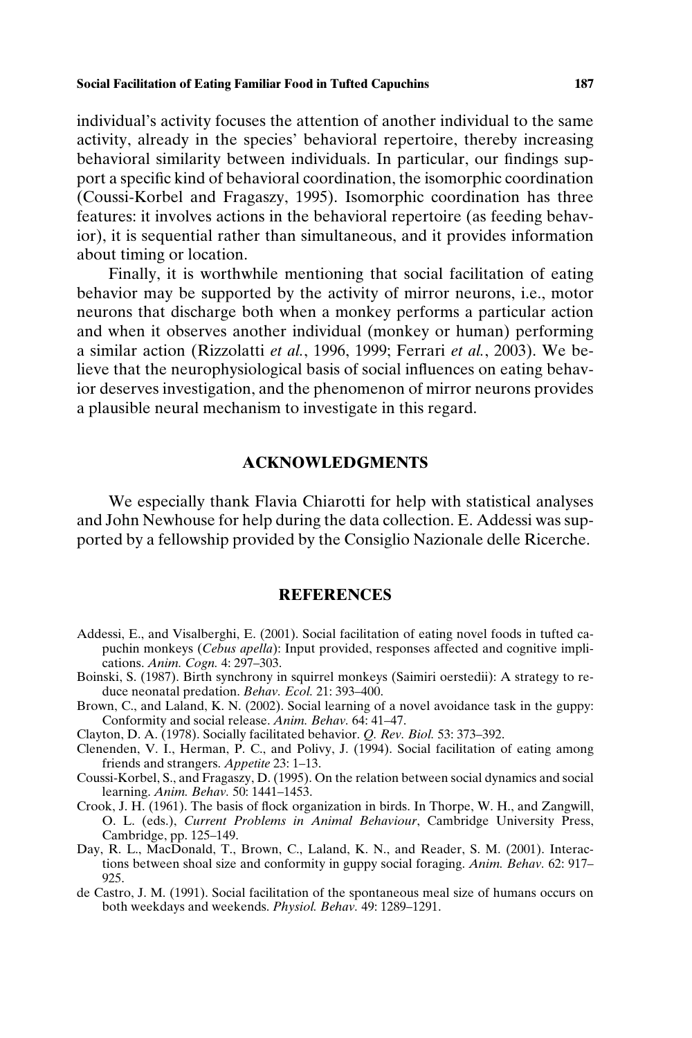individual's activity focuses the attention of another individual to the same activity, already in the species' behavioral repertoire, thereby increasing behavioral similarity between individuals. In particular, our findings support a specific kind of behavioral coordination, the isomorphic coordination (Coussi-Korbel and Fragaszy, 1995). Isomorphic coordination has three features: it involves actions in the behavioral repertoire (as feeding behavior), it is sequential rather than simultaneous, and it provides information about timing or location.

Finally, it is worthwhile mentioning that social facilitation of eating behavior may be supported by the activity of mirror neurons, i.e., motor neurons that discharge both when a monkey performs a particular action and when it observes another individual (monkey or human) performing a similar action (Rizzolatti *et al.*, 1996, 1999; Ferrari *et al.*, 2003). We believe that the neurophysiological basis of social influences on eating behavior deserves investigation, and the phenomenon of mirror neurons provides a plausible neural mechanism to investigate in this regard.

## ACKNOWLEDGMENTS

We especially thank Flavia Chiarotti for help with statistical analyses and John Newhouse for help during the data collection. E. Addessi was supported by a fellowship provided by the Consiglio Nazionale delle Ricerche.

## REFERENCES

Addessi, E., and Visalberghi, E. (2001). Social facilitation of eating novel foods in tufted capuchin monkeys (*Cebus apella*): Input provided, responses affected and cognitive implications. *Anim. Cogn.* 4: 297–303.

Boinski, S. (1987). Birth synchrony in squirrel monkeys (Saimiri oerstedii): A strategy to reduce neonatal predation. *Behav. Ecol.* 21: 393–400.

Brown, C., and Laland, K. N. (2002). Social learning of a novel avoidance task in the guppy: Conformity and social release. *Anim. Behav.* 64: 41–47.

Clayton, D. A. (1978). Socially facilitated behavior. *Q. Rev. Biol.* 53: 373–392.

Clenenden, V. I., Herman, P. C., and Polivy, J. (1994). Social facilitation of eating among friends and strangers. *Appetite* 23: 1–13.

Coussi-Korbel, S., and Fragaszy, D. (1995). On the relation between social dynamics and social learning. *Anim. Behav.* 50: 1441–1453.

Crook, J. H. (1961). The basis of flock organization in birds. In Thorpe, W. H., and Zangwill, O. L. (eds.), *Current Problems in Animal Behaviour*, Cambridge University Press, Cambridge, pp. 125–149.

Day, R. L., MacDonald, T., Brown, C., Laland, K. N., and Reader, S. M. (2001). Interactions between shoal size and conformity in guppy social foraging. *Anim. Behav.* 62: 917–925.

de Castro, J. M. (1991). Social facilitation of the spontaneous meal size of humans occurs on both weekdays and weekends. *Physiol. Behav.* 49: 1289–1291.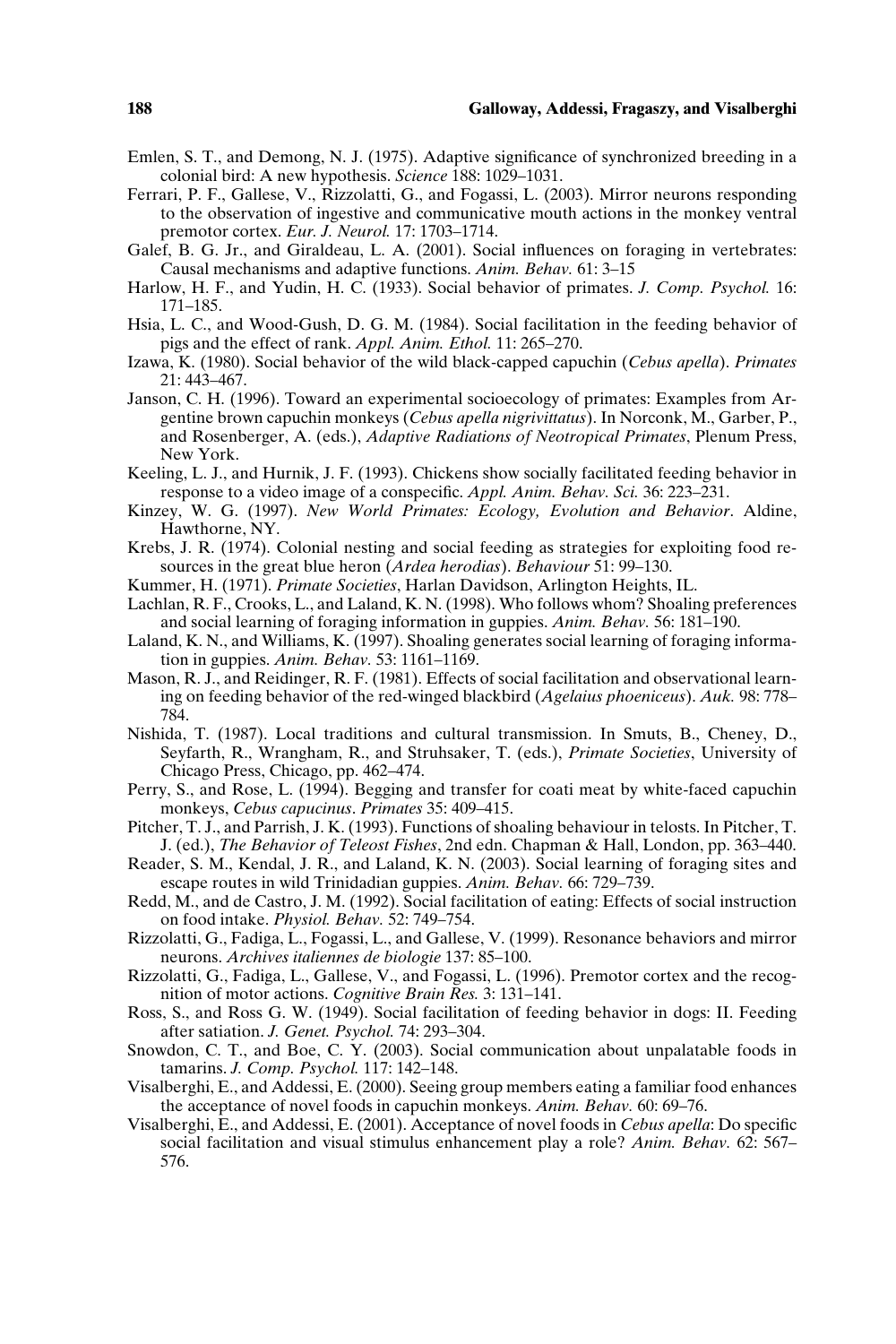Emlen, S. T., and Demong, N. J. (1975). Adaptive significance of synchronized breeding in a colonial bird: A new hypothesis. *Science* 188: 1029–1031.

Ferrari, P. F., Gallese, V., Rizzolatti, G., and Fogassi, L. (2003). Mirror neurons responding to the observation of ingestive and communicative mouth actions in the monkey ventral premotor cortex. *Eur. J. Neurol.* 17: 1703–1714.

Galef, B. G. Jr., and Giraldeau, L. A. (2001). Social influences on foraging in vertebrates: Causal mechanisms and adaptive functions. *Anim. Behav.* 61: 3–15

Harlow, H. F., and Yudin, H. C. (1933). Social behavior of primates. *J. Comp. Psychol.* 16: 171–185.

Hsia, L. C., and Wood-Gush, D. G. M. (1984). Social facilitation in the feeding behavior of pigs and the effect of rank. *Appl. Anim. Ethol.* 11: 265–270.

Izawa, K. (1980). Social behavior of the wild black-capped capuchin (*Cebus apella*). *Primates* 21: 443–467.

Janson, C. H. (1996). Toward an experimental socioecology of primates: Examples from Argentine brown capuchin monkeys (*Cebus apella nigrivittatus*). In Norconk, M., Garber, P., and Rosenberger, A. (eds.), *Adaptive Radiations of Neotropical Primates*, Plenum Press, New York.

Keeling, L. J., and Hurnik, J. F. (1993). Chickens show socially facilitated feeding behavior in response to a video image of a conspecific. *Appl. Anim. Behav. Sci.* 36: 223–231.

Kinzey, W. G. (1997). *New World Primates: Ecology, Evolution and Behavior*. Aldine, Hawthorne, NY.

Krebs, J. R. (1974). Colonial nesting and social feeding as strategies for exploiting food resources in the great blue heron (*Ardea herodias*). *Behaviour* 51: 99–130.

Kummer, H. (1971). *Primate Societies*, Harlan Davidson, Arlington Heights, IL.

Lachlan, R. F., Crooks, L., and Laland, K. N. (1998). Who follows whom? Shoaling preferences and social learning of foraging information in guppies. *Anim. Behav.* 56: 181–190.

Laland, K. N., and Williams, K. (1997). Shoaling generates social learning of foraging information in guppies. *Anim. Behav.* 53: 1161–1169.

Mason, R. J., and Reidinger, R. F. (1981). Effects of social facilitation and observational learning on feeding behavior of the red-winged blackbird (*Agelaius phoeniceus*). *Auk.* 98: 778–784.

Nishida, T. (1987). Local traditions and cultural transmission. In Smuts, B., Cheney, D., Seyfarth, R., Wrangham, R., and Struhsaker, T. (eds.), *Primate Societies*, University of Chicago Press, Chicago, pp. 462–474.

Perry, S., and Rose, L. (1994). Begging and transfer for coati meat by white-faced capuchin monkeys, *Cebus capucinus*. *Primates* 35: 409–415.

Pitcher, T. J., and Parrish, J. K. (1993). Functions of shoaling behaviour in telosts. In Pitcher, T. J. (ed.), *The Behavior of Teleost Fishes*, 2nd edn. Chapman & Hall, London, pp. 363–440.

Reader, S. M., Kendal, J. R., and Laland, K. N. (2003). Social learning of foraging sites and escape routes in wild Trinidadian guppies. *Anim. Behav.* 66: 729–739.

Redd, M., and de Castro, J. M. (1992). Social facilitation of eating: Effects of social instruction on food intake. *Physiol. Behav.* 52: 749–754.

Rizzolatti, G., Fadiga, L., Fogassi, L., and Gallese, V. (1999). Resonance behaviors and mirror neurons. *Archives italiennes de biologie* 137: 85–100.

Rizzolatti, G., Fadiga, L., Gallese, V., and Fogassi, L. (1996). Premotor cortex and the recognition of motor actions. *Cognitive Brain Res.* 3: 131–141.

Ross, S., and Ross G. W. (1949). Social facilitation of feeding behavior in dogs: II. Feeding after satiation. *J. Genet. Psychol.* 74: 293–304.

Snowdon, C. T., and Boe, C. Y. (2003). Social communication about unpalatable foods in tamarins. *J. Comp. Psychol.* 117: 142–148.

Visalberghi, E., and Addessi, E. (2000). Seeing group members eating a familiar food enhances the acceptance of novel foods in capuchin monkeys. *Anim. Behav.* 60: 69–76.

Visalberghi, E., and Addessi, E. (2001). Acceptance of novel foods in *Cebus apella*: Do specific social facilitation and visual stimulus enhancement play a role? *Anim. Behav.* 62: 567–576.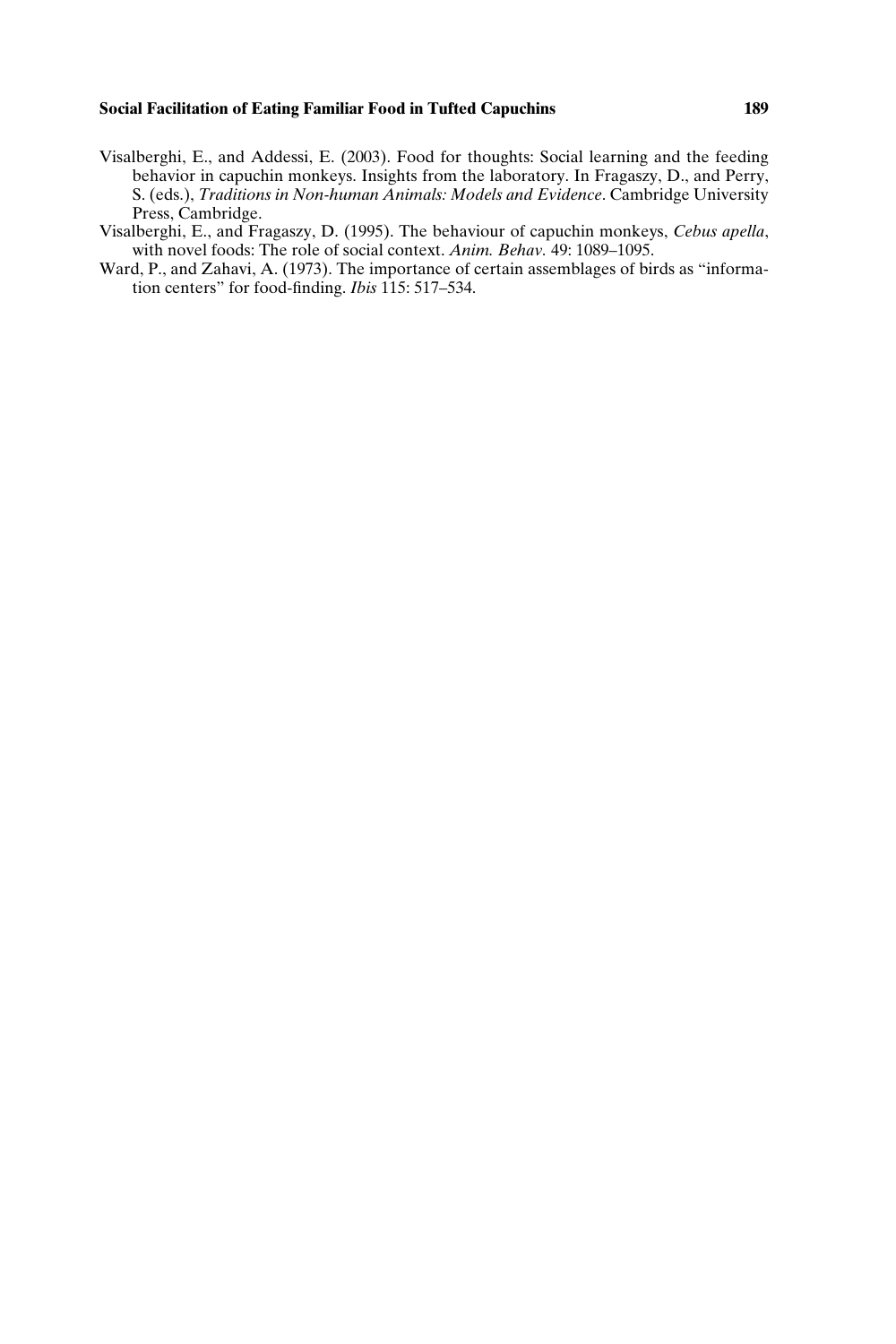Visalberghi, E., and Addessi, E. (2003). Food for thoughts: Social learning and the feeding behavior in capuchin monkeys. Insights from the laboratory. In Fragaszy, D., and Perry, S. (eds.), *Traditions in Non-human Animals: Models and Evidence*. Cambridge University Press, Cambridge.

Visalberghi, E., and Fragaszy, D. (1995). The behaviour of capuchin monkeys, *Cebus apella*, with novel foods: The role of social context. *Anim. Behav.* 49: 1089–1095.

Ward, P., and Zahavi, A. (1973). The importance of certain assemblages of birds as "information centers" for food-finding. *Ibis* 115: 517–534.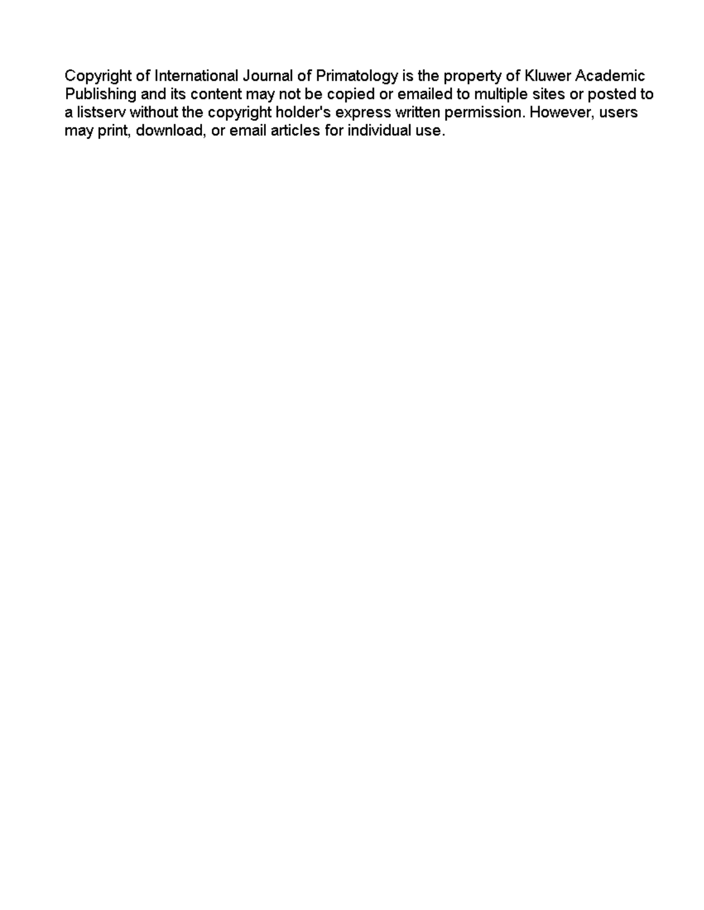Copyright of International Journal of Primatology is the property of Kluwer Academic Publishing and its content may not be copied or emailed to multiple sites or posted to a listserv without the copyright holder's express written permission. However, users may print, download, or email articles for individual use.